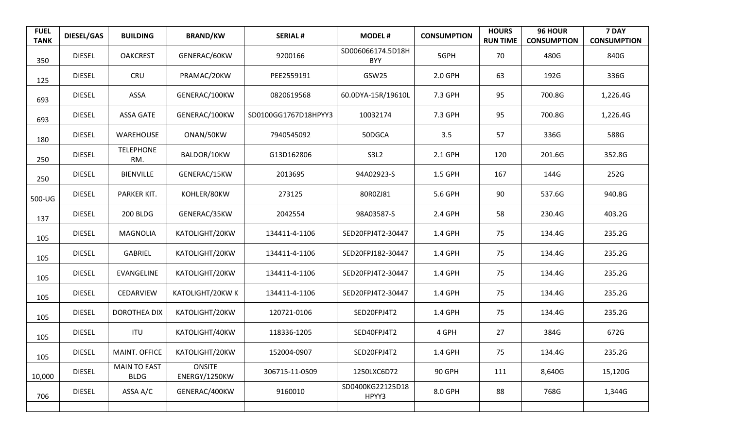| FUEL TANK | DIESEL/GAS | BUILDING | BRAND/KW | SERIAL # | MODEL # | CONSUMPTION | HOURS RUN TIME | 96 HOUR CONSUMPTION | 7 DAY CONSUMPTION |
|---|---|---|---|---|---|---|---|---|---|
| 350 | DIESEL | OAKCREST | GENERAC/60KW | 9200166 | SD006066174.5D18H BYY | 5GPH | 70 | 480G | 840G |
| 125 | DIESEL | CRU | PRAMAC/20KW | PEE2559191 | GSW25 | 2.0 GPH | 63 | 192G | 336G |
| 693 | DIESEL | ASSA | GENERAC/100KW | 0820619568 | 60.0DYA-15R/19610L | 7.3 GPH | 95 | 700.8G | 1,226.4G |
| 693 | DIESEL | ASSA GATE | GENERAC/100KW | SD0100GG1767D18HPYY3 | 10032174 | 7.3 GPH | 95 | 700.8G | 1,226.4G |
| 180 | DIESEL | WAREHOUSE | ONAN/50KW | 7940545092 | 50DGCA | 3.5 | 57 | 336G | 588G |
| 250 | DIESEL | TELEPHONE RM. | BALDOR/10KW | G13D162806 | S3L2 | 2.1 GPH | 120 | 201.6G | 352.8G |
| 250 | DIESEL | BIENVILLE | GENERAC/15KW | 2013695 | 94A02923-S | 1.5 GPH | 167 | 144G | 252G |
| 500-UG | DIESEL | PARKER KIT. | KOHLER/80KW | 273125 | 80R0ZJ81 | 5.6 GPH | 90 | 537.6G | 940.8G |
| 137 | DIESEL | 200 BLDG | GENERAC/35KW | 2042554 | 98A03587-S | 2.4 GPH | 58 | 230.4G | 403.2G |
| 105 | DIESEL | MAGNOLIA | KATOLIGHT/20KW | 134411-4-1106 | SED20FPJ4T2-30447 | 1.4 GPH | 75 | 134.4G | 235.2G |
| 105 | DIESEL | GABRIEL | KATOLIGHT/20KW | 134411-4-1106 | SED20FPJ182-30447 | 1.4 GPH | 75 | 134.4G | 235.2G |
| 105 | DIESEL | EVANGELINE | KATOLIGHT/20KW | 134411-4-1106 | SED20FPJ4T2-30447 | 1.4 GPH | 75 | 134.4G | 235.2G |
| 105 | DIESEL | CEDARVIEW | KATOLIGHT/20KW K | 134411-4-1106 | SED20FPJ4T2-30447 | 1.4 GPH | 75 | 134.4G | 235.2G |
| 105 | DIESEL | DOROTHEA DIX | KATOLIGHT/20KW | 120721-0106 | SED20FPJ4T2 | 1.4 GPH | 75 | 134.4G | 235.2G |
| 105 | DIESEL | ITU | KATOLIGHT/40KW | 118336-1205 | SED40FPJ4T2 | 4 GPH | 27 | 384G | 672G |
| 105 | DIESEL | MAINT. OFFICE | KATOLIGHT/20KW | 152004-0907 | SED20FPJ4T2 | 1.4 GPH | 75 | 134.4G | 235.2G |
| 10,000 | DIESEL | MAIN TO EAST BLDG | ONSITE ENERGY/1250KW | 306715-11-0509 | 1250LXC6D72 | 90 GPH | 111 | 8,640G | 15,120G |
| 706 | DIESEL | ASSA A/C | GENERAC/400KW | 9160010 | SD0400KG22125D18 HPYY3 | 8.0 GPH | 88 | 768G | 1,344G |
| | | | | | | | | | |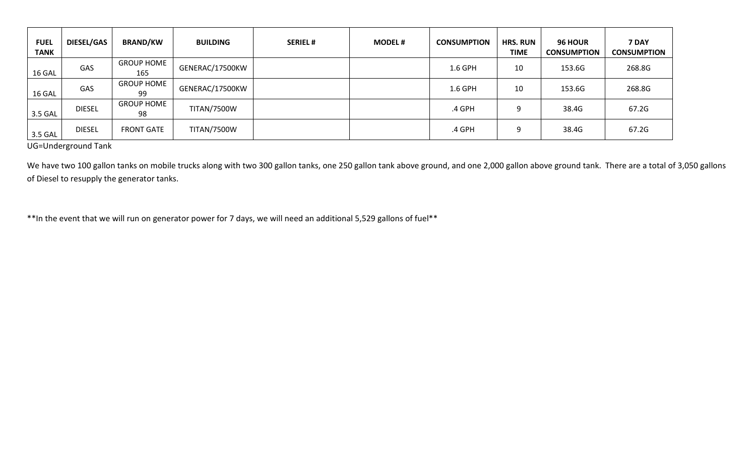| FUEL TANK | DIESEL/GAS | BRAND/KW | BUILDING | SERIEL # | MODEL # | CONSUMPTION | HRS. RUN TIME | 96 HOUR CONSUMPTION | 7 DAY CONSUMPTION |
|---|---|---|---|---|---|---|---|---|---|
| 16 GAL | GAS | GROUP HOME 165 | GENERAC/17500KW | | | 1.6 GPH | 10 | 153.6G | 268.8G |
| 16 GAL | GAS | GROUP HOME 99 | GENERAC/17500KW | | | 1.6 GPH | 10 | 153.6G | 268.8G |
| 3.5 GAL | DIESEL | GROUP HOME 98 | TITAN/7500W | | | .4 GPH | 9 | 38.4G | 67.2G |
| 3.5 GAL | DIESEL | FRONT GATE | TITAN/7500W | | | .4 GPH | 9 | 38.4G | 67.2G |

UG=Underground Tank

We have two 100 gallon tanks on mobile trucks along with two 300 gallon tanks, one 250 gallon tank above ground, and one 2,000 gallon above ground tank. There are a total of 3,050 gallons of Diesel to resupply the generator tanks.

**In the event that we will run on generator power for 7 days, we will need an additional 5,529 gallons of fuel**